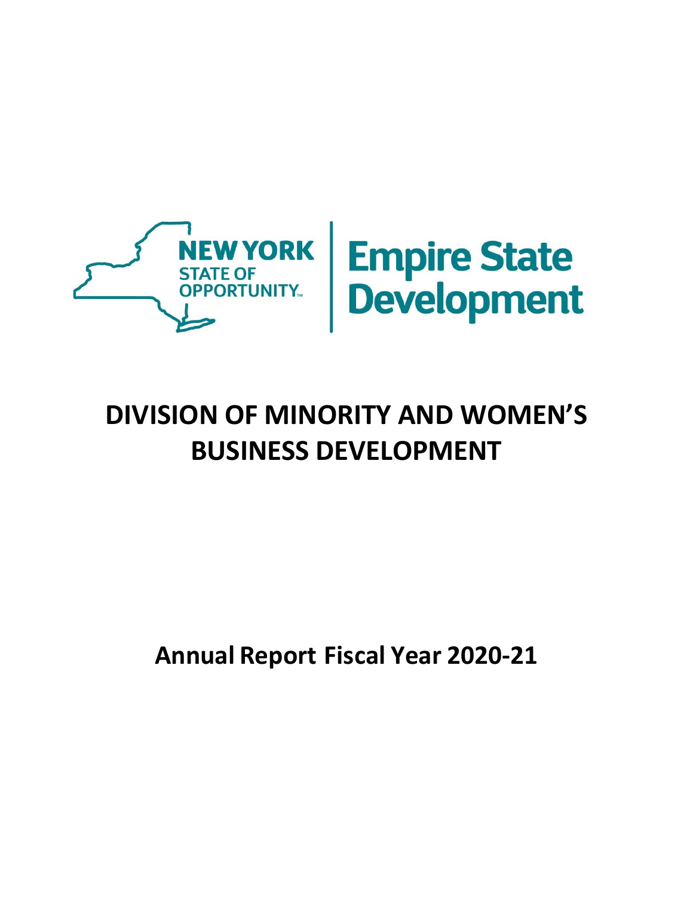NEW YORK
STATE OF
OPPORTUNITY.

Empire State
Development

# DIVISION OF MINORITY AND WOMEN'S BUSINESS DEVELOPMENT

## Annual Report Fiscal Year 2020-21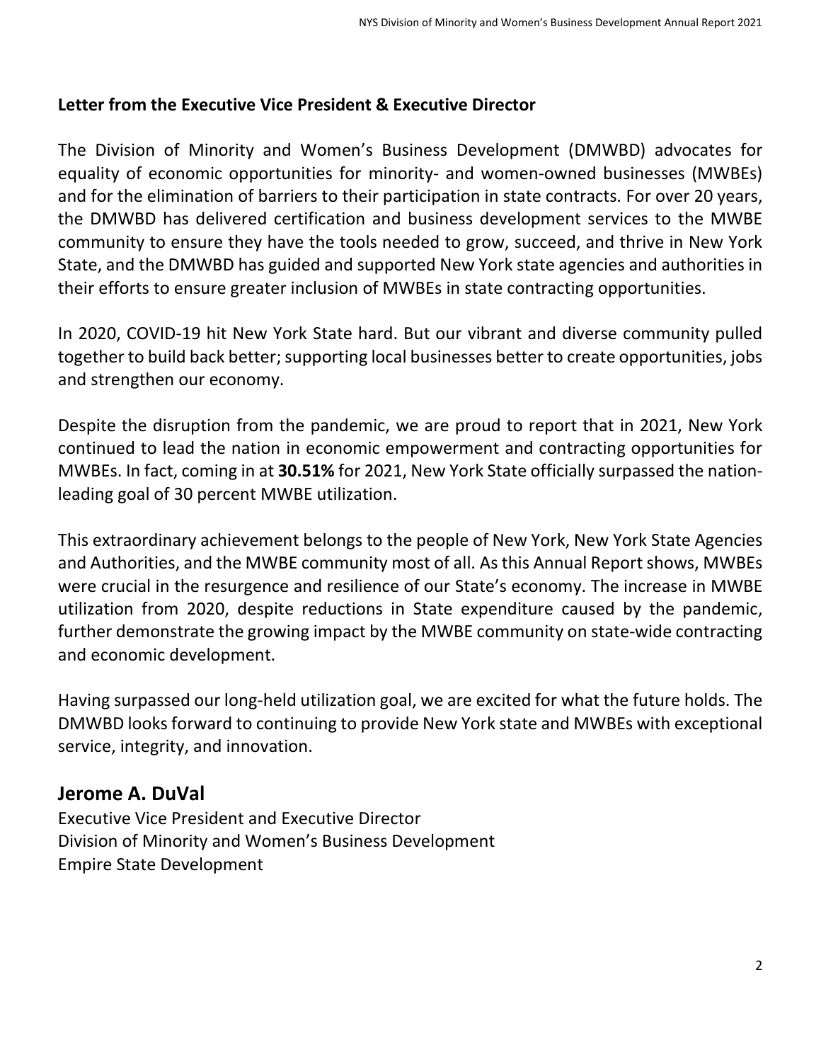**Letter from the Executive Vice President & Executive Director**

The Division of Minority and Women's Business Development (DMWBD) advocates for equality of economic opportunities for minority- and women-owned businesses (MWBEs) and for the elimination of barriers to their participation in state contracts. For over 20 years, the DMWBD has delivered certification and business development services to the MWBE community to ensure they have the tools needed to grow, succeed, and thrive in New York State, and the DMWBD has guided and supported New York state agencies and authorities in their efforts to ensure greater inclusion of MWBEs in state contracting opportunities.

In 2020, COVID-19 hit New York State hard. But our vibrant and diverse community pulled together to build back better; supporting local businesses better to create opportunities, jobs and strengthen our economy.

Despite the disruption from the pandemic, we are proud to report that in 2021, New York continued to lead the nation in economic empowerment and contracting opportunities for MWBEs. In fact, coming in at **30.51%** for 2021, New York State officially surpassed the nation-leading goal of 30 percent MWBE utilization.

This extraordinary achievement belongs to the people of New York, New York State Agencies and Authorities, and the MWBE community most of all. As this Annual Report shows, MWBEs were crucial in the resurgence and resilience of our State's economy. The increase in MWBE utilization from 2020, despite reductions in State expenditure caused by the pandemic, further demonstrate the growing impact by the MWBE community on state-wide contracting and economic development.

Having surpassed our long-held utilization goal, we are excited for what the future holds. The DMWBD looks forward to continuing to provide New York state and MWBEs with exceptional service, integrity, and innovation.

## Jerome A. DuVal

Executive Vice President and Executive Director
Division of Minority and Women's Business Development
Empire State Development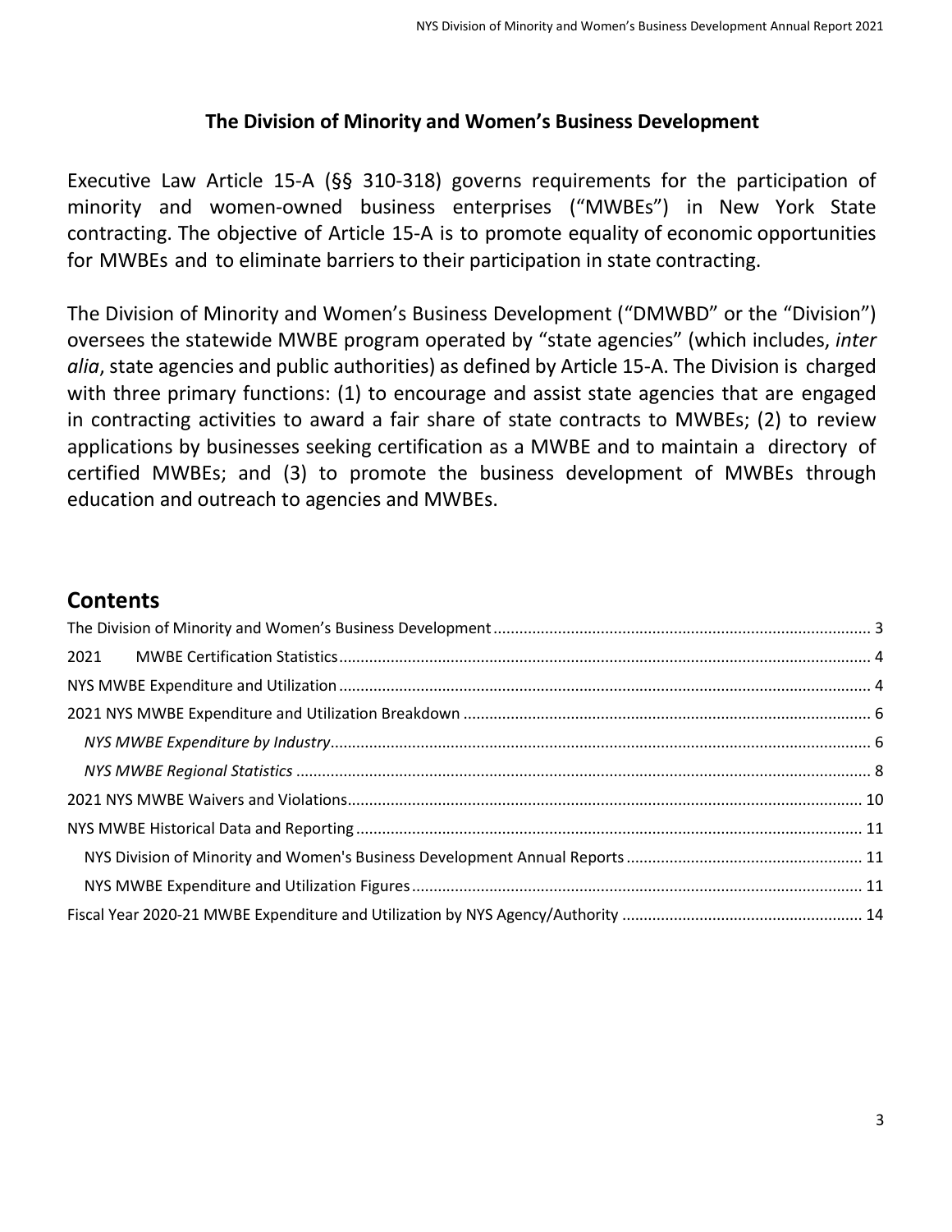## The Division of Minority and Women's Business Development

Executive Law Article 15-A (§§ 310-318) governs requirements for the participation of minority and women-owned business enterprises ("MWBEs") in New York State contracting. The objective of Article 15-A is to promote equality of economic opportunities for MWBEs and to eliminate barriers to their participation in state contracting.

The Division of Minority and Women's Business Development ("DMWBD" or the "Division") oversees the statewide MWBE program operated by "state agencies" (which includes, *inter alia*, state agencies and public authorities) as defined by Article 15-A. The Division is charged with three primary functions: (1) to encourage and assist state agencies that are engaged in contracting activities to award a fair share of state contracts to MWBEs; (2) to review applications by businesses seeking certification as a MWBE and to maintain a directory of certified MWBEs; and (3) to promote the business development of MWBEs through education and outreach to agencies and MWBEs.

# Contents

- The Division of Minority and Women's Business Development ....... 3
- 2021 MWBE Certification Statistics ....... 4
- NYS MWBE Expenditure and Utilization ....... 4
- 2021 NYS MWBE Expenditure and Utilization Breakdown ....... 6
  - *NYS MWBE Expenditure by Industry* ....... 6
  - *NYS MWBE Regional Statistics* ....... 8
- 2021 NYS MWBE Waivers and Violations ....... 10
- NYS MWBE Historical Data and Reporting ....... 11
  - NYS Division of Minority and Women's Business Development Annual Reports ....... 11
  - NYS MWBE Expenditure and Utilization Figures ....... 11
- Fiscal Year 2020-21 MWBE Expenditure and Utilization by NYS Agency/Authority ....... 14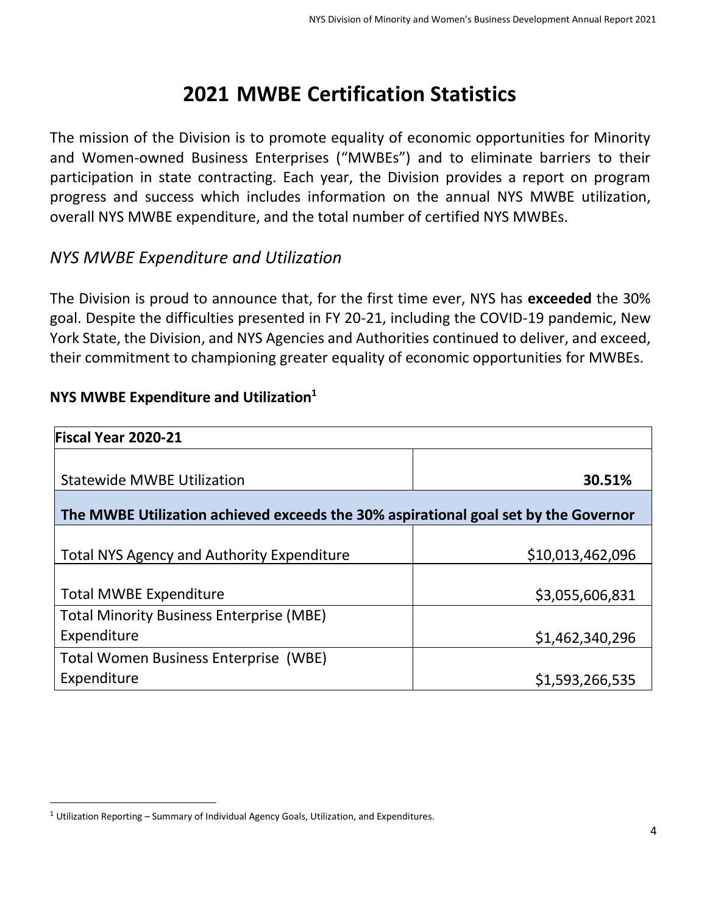# 2021 MWBE Certification Statistics

The mission of the Division is to promote equality of economic opportunities for Minority and Women-owned Business Enterprises ("MWBEs") and to eliminate barriers to their participation in state contracting. Each year, the Division provides a report on program progress and success which includes information on the annual NYS MWBE utilization, overall NYS MWBE expenditure, and the total number of certified NYS MWBEs.

## *NYS MWBE Expenditure and Utilization*

The Division is proud to announce that, for the first time ever, NYS has **exceeded** the 30% goal. Despite the difficulties presented in FY 20-21, including the COVID-19 pandemic, New York State, the Division, and NYS Agencies and Authorities continued to deliver, and exceed, their commitment to championing greater equality of economic opportunities for MWBEs.

**NYS MWBE Expenditure and Utilization[1]**

| **Fiscal Year 2020-21** | |
|---|---|
| Statewide MWBE Utilization | **30.51%** |
| **The MWBE Utilization achieved exceeds the 30% aspirational goal set by the Governor** | |
| Total NYS Agency and Authority Expenditure | $10,013,462,096 |
| Total MWBE Expenditure | $3,055,606,831 |
| Total Minority Business Enterprise (MBE) Expenditure | $1,462,340,296 |
| Total Women Business Enterprise (WBE) Expenditure | $1,593,266,535 |

[1] Utilization Reporting – Summary of Individual Agency Goals, Utilization, and Expenditures.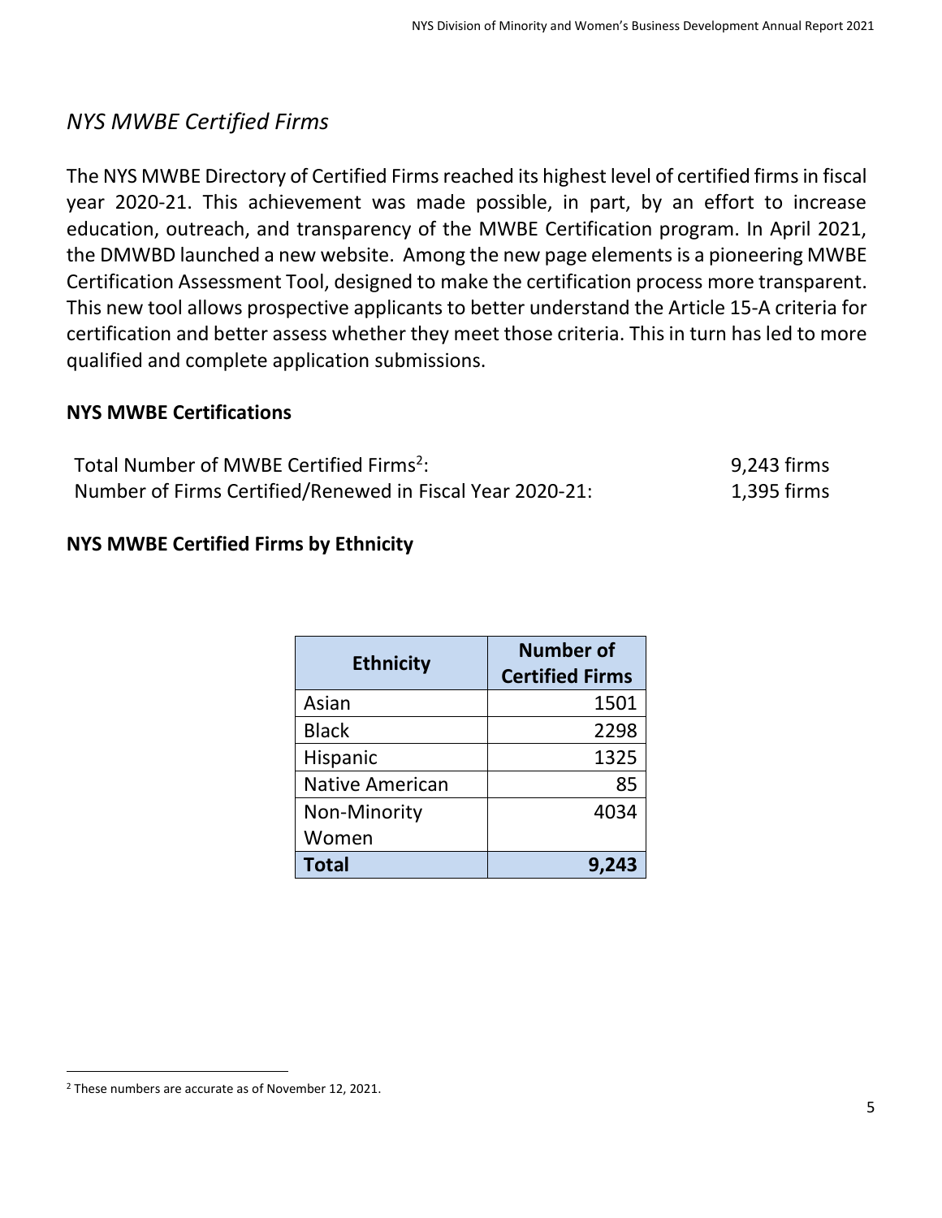## *NYS MWBE Certified Firms*

The NYS MWBE Directory of Certified Firms reached its highest level of certified firms in fiscal year 2020-21. This achievement was made possible, in part, by an effort to increase education, outreach, and transparency of the MWBE Certification program. In April 2021, the DMWBD launched a new website. Among the new page elements is a pioneering MWBE Certification Assessment Tool, designed to make the certification process more transparent. This new tool allows prospective applicants to better understand the Article 15-A criteria for certification and better assess whether they meet those criteria. This in turn has led to more qualified and complete application submissions.

### NYS MWBE Certifications

| | |
|---|---|
| Total Number of MWBE Certified Firms[2]: | 9,243 firms |
| Number of Firms Certified/Renewed in Fiscal Year 2020-21: | 1,395 firms |

### NYS MWBE Certified Firms by Ethnicity

| Ethnicity | Number of Certified Firms |
|---|---|
| Asian | 1501 |
| Black | 2298 |
| Hispanic | 1325 |
| Native American | 85 |
| Non-Minority Women | 4034 |
| **Total** | **9,243** |

[2] These numbers are accurate as of November 12, 2021.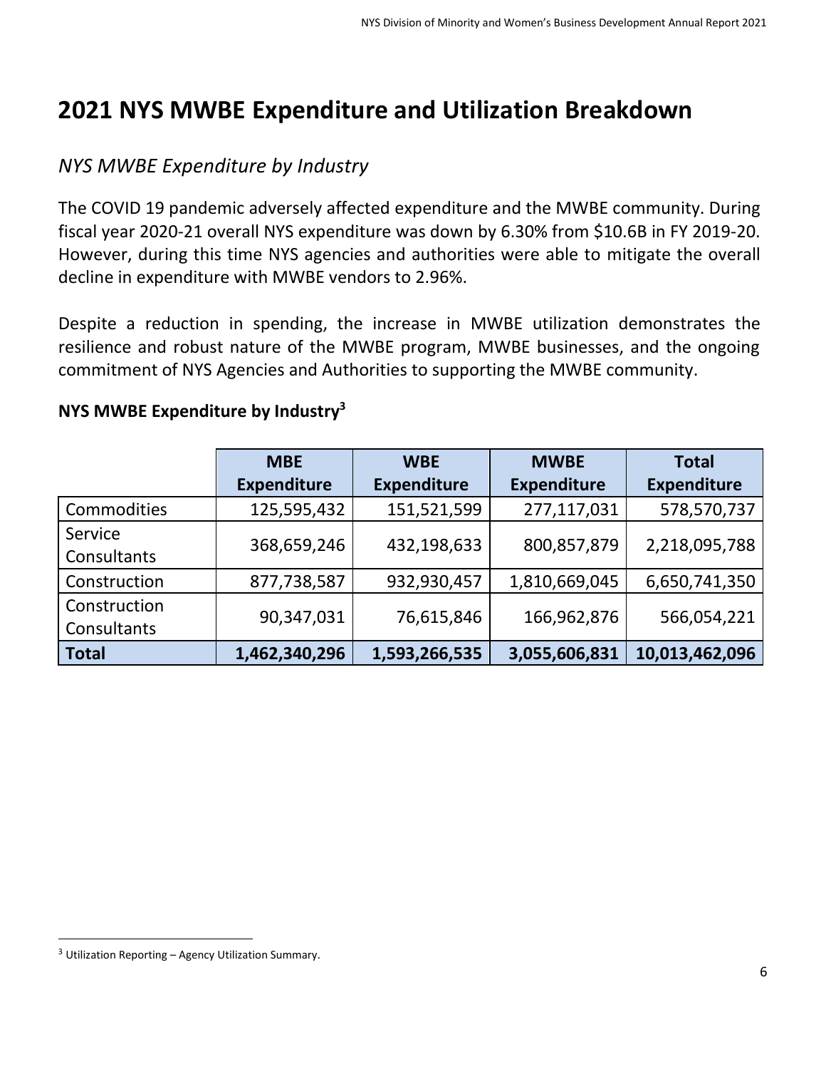# 2021 NYS MWBE Expenditure and Utilization Breakdown

## *NYS MWBE Expenditure by Industry*

The COVID 19 pandemic adversely affected expenditure and the MWBE community. During fiscal year 2020-21 overall NYS expenditure was down by 6.30% from $10.6B in FY 2019-20. However, during this time NYS agencies and authorities were able to mitigate the overall decline in expenditure with MWBE vendors to 2.96%.

Despite a reduction in spending, the increase in MWBE utilization demonstrates the resilience and robust nature of the MWBE program, MWBE businesses, and the ongoing commitment of NYS Agencies and Authorities to supporting the MWBE community.

**NYS MWBE Expenditure by Industry[3]**

| | MBE Expenditure | WBE Expenditure | MWBE Expenditure | Total Expenditure |
|---|---|---|---|---|
| Commodities | 125,595,432 | 151,521,599 | 277,117,031 | 578,570,737 |
| Service Consultants | 368,659,246 | 432,198,633 | 800,857,879 | 2,218,095,788 |
| Construction | 877,738,587 | 932,930,457 | 1,810,669,045 | 6,650,741,350 |
| Construction Consultants | 90,347,031 | 76,615,846 | 166,962,876 | 566,054,221 |
| **Total** | **1,462,340,296** | **1,593,266,535** | **3,055,606,831** | **10,013,462,096** |

[3] Utilization Reporting – Agency Utilization Summary.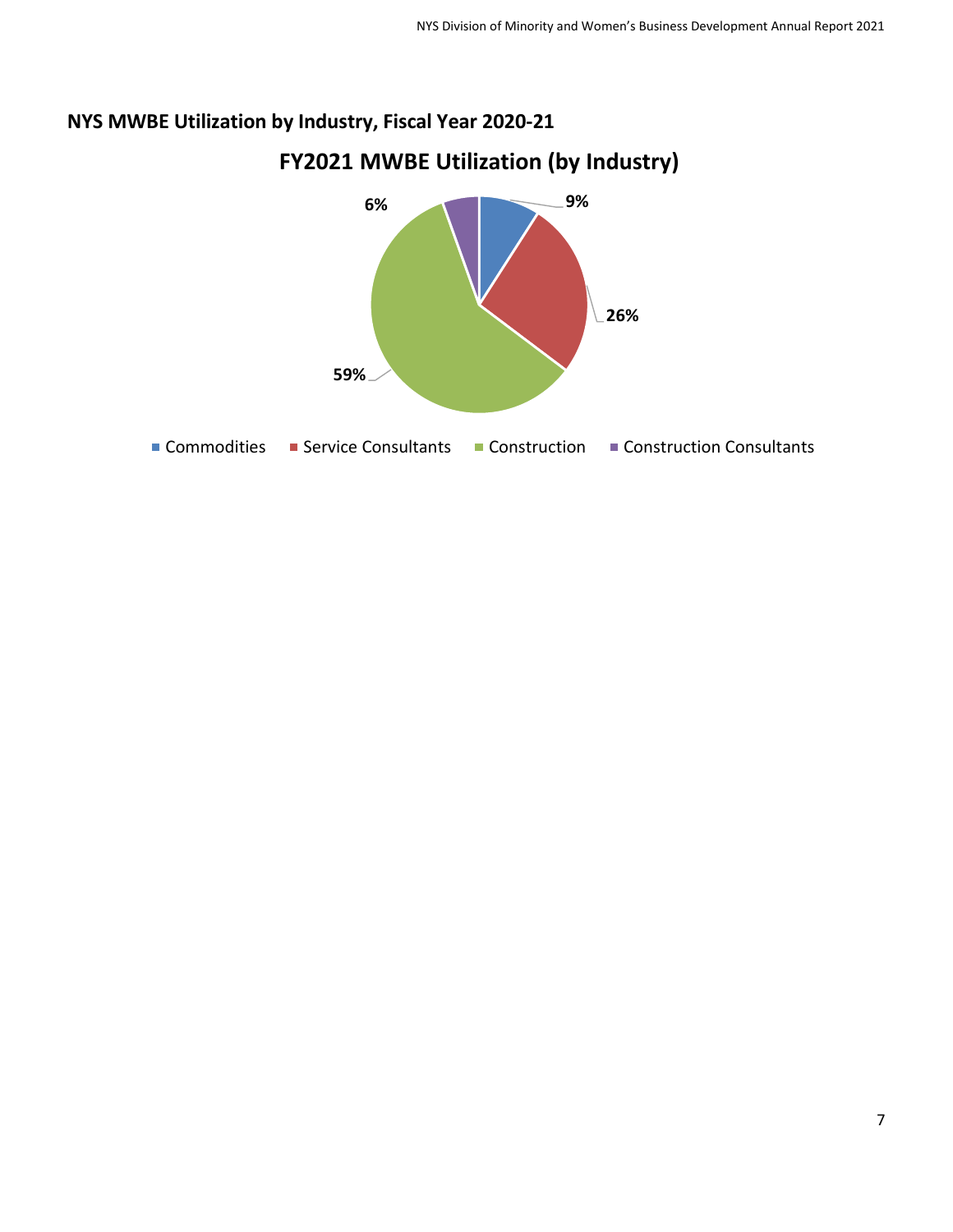## NYS MWBE Utilization by Industry, Fiscal Year 2020-21

FY2021 MWBE Utilization (by Industry)

9%

26%

59%

6%

Commodities
Service Consultants
Construction
Construction Consultants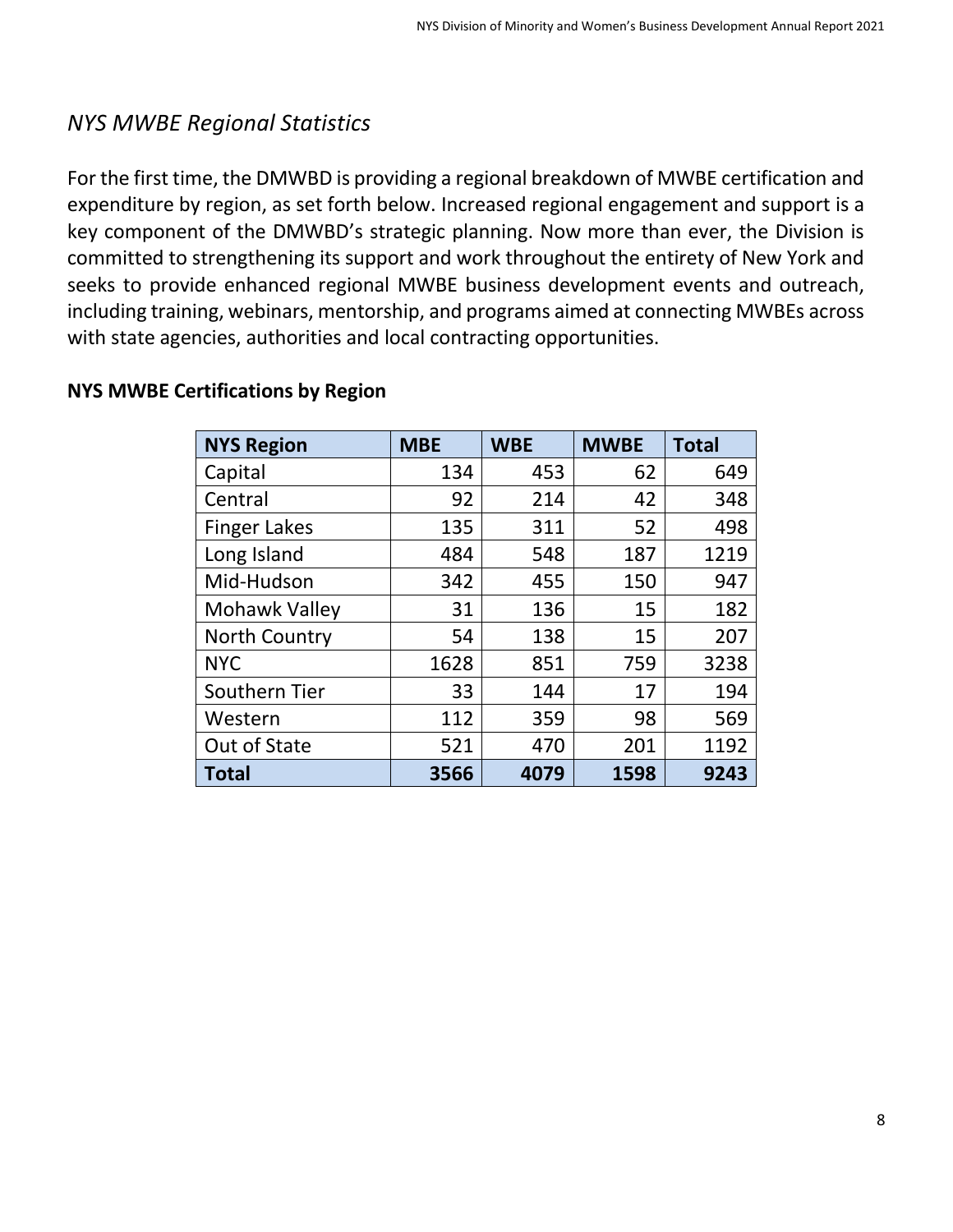## *NYS MWBE Regional Statistics*

For the first time, the DMWBD is providing a regional breakdown of MWBE certification and expenditure by region, as set forth below. Increased regional engagement and support is a key component of the DMWBD's strategic planning. Now more than ever, the Division is committed to strengthening its support and work throughout the entirety of New York and seeks to provide enhanced regional MWBE business development events and outreach, including training, webinars, mentorship, and programs aimed at connecting MWBEs across with state agencies, authorities and local contracting opportunities.

### NYS MWBE Certifications by Region

| NYS Region | MBE | WBE | MWBE | Total |
|---|---|---|---|---|
| Capital | 134 | 453 | 62 | 649 |
| Central | 92 | 214 | 42 | 348 |
| Finger Lakes | 135 | 311 | 52 | 498 |
| Long Island | 484 | 548 | 187 | 1219 |
| Mid-Hudson | 342 | 455 | 150 | 947 |
| Mohawk Valley | 31 | 136 | 15 | 182 |
| North Country | 54 | 138 | 15 | 207 |
| NYC | 1628 | 851 | 759 | 3238 |
| Southern Tier | 33 | 144 | 17 | 194 |
| Western | 112 | 359 | 98 | 569 |
| Out of State | 521 | 470 | 201 | 1192 |
| **Total** | **3566** | **4079** | **1598** | **9243** |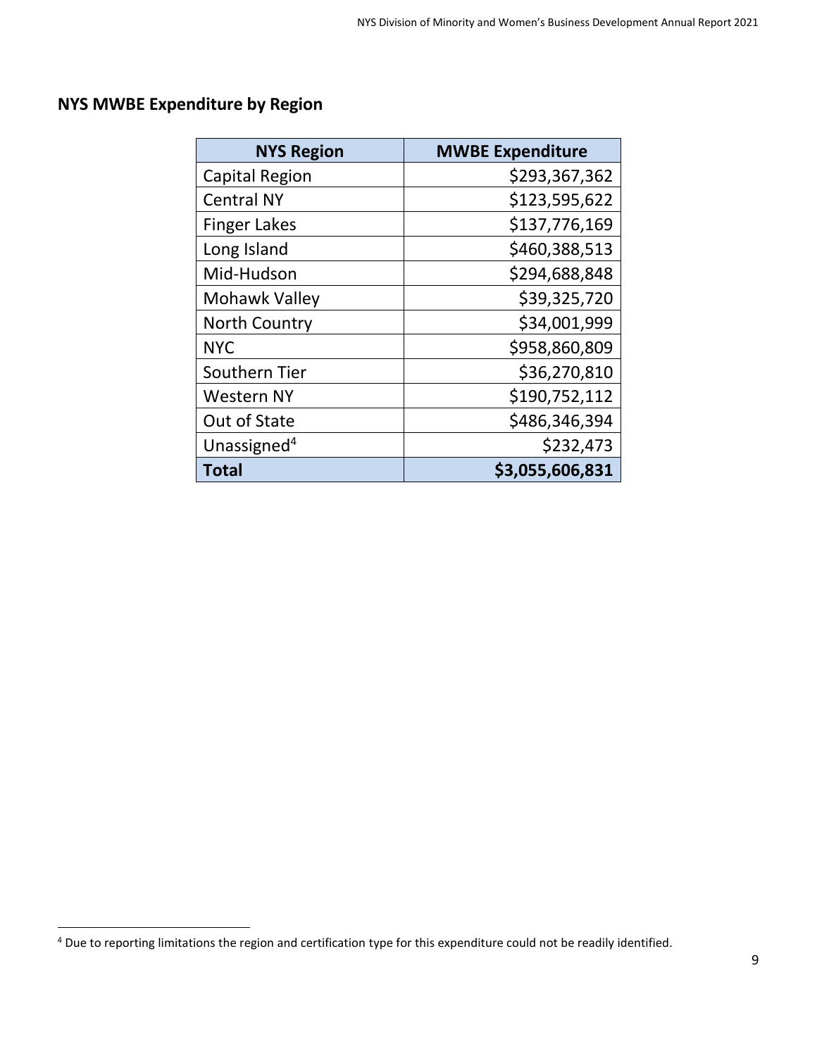## NYS MWBE Expenditure by Region

| NYS Region | MWBE Expenditure |
|---|---|
| Capital Region | $293,367,362 |
| Central NY | $123,595,622 |
| Finger Lakes | $137,776,169 |
| Long Island | $460,388,513 |
| Mid-Hudson | $294,688,848 |
| Mohawk Valley | $39,325,720 |
| North Country | $34,001,999 |
| NYC | $958,860,809 |
| Southern Tier | $36,270,810 |
| Western NY | $190,752,112 |
| Out of State | $486,346,394 |
| Unassigned[4] | $232,473 |
| **Total** | **$3,055,606,831** |

[4] Due to reporting limitations the region and certification type for this expenditure could not be readily identified.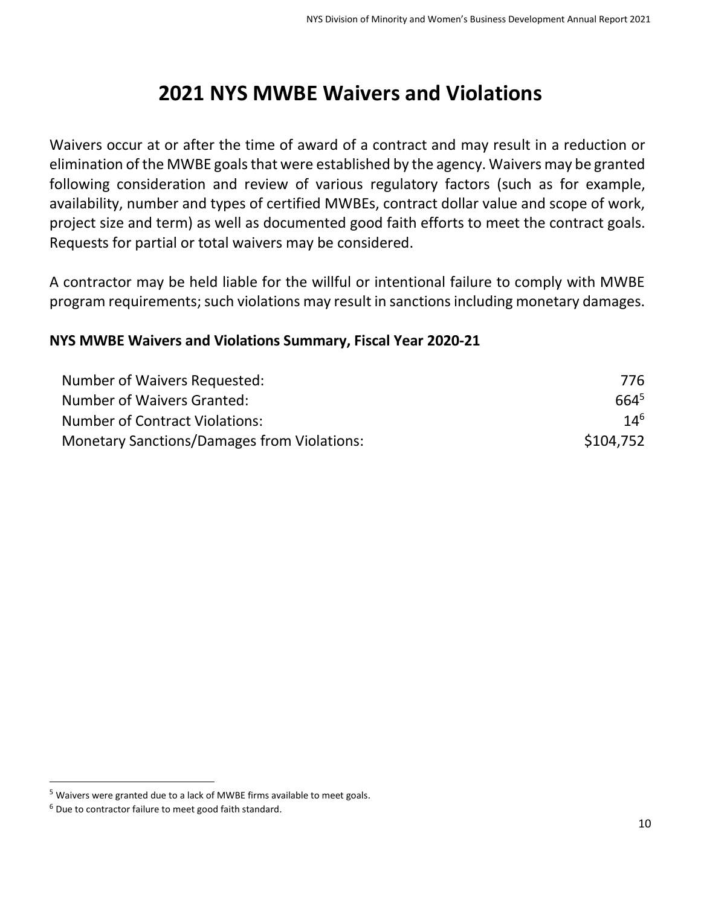# 2021 NYS MWBE Waivers and Violations

Waivers occur at or after the time of award of a contract and may result in a reduction or elimination of the MWBE goals that were established by the agency. Waivers may be granted following consideration and review of various regulatory factors (such as for example, availability, number and types of certified MWBEs, contract dollar value and scope of work, project size and term) as well as documented good faith efforts to meet the contract goals. Requests for partial or total waivers may be considered.

A contractor may be held liable for the willful or intentional failure to comply with MWBE program requirements; such violations may result in sanctions including monetary damages.

### NYS MWBE Waivers and Violations Summary, Fiscal Year 2020-21

| | |
|---|---|
| Number of Waivers Requested: | 776 |
| Number of Waivers Granted: | 664[5] |
| Number of Contract Violations: | 14[6] |
| Monetary Sanctions/Damages from Violations: | $104,752 |

[5] Waivers were granted due to a lack of MWBE firms available to meet goals.

[6] Due to contractor failure to meet good faith standard.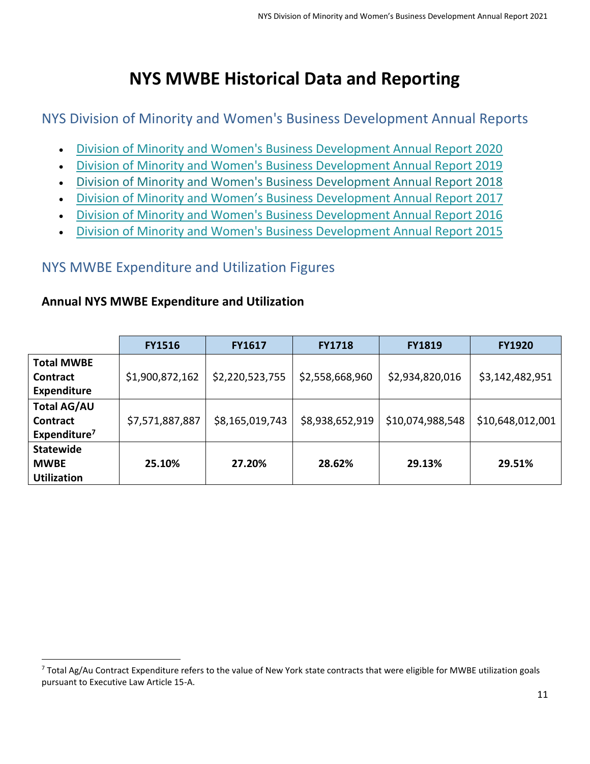# NYS MWBE Historical Data and Reporting

## NYS Division of Minority and Women's Business Development Annual Reports

- Division of Minority and Women's Business Development Annual Report 2020
- Division of Minority and Women's Business Development Annual Report 2019
- Division of Minority and Women's Business Development Annual Report 2018
- Division of Minority and Women's Business Development Annual Report 2017
- Division of Minority and Women's Business Development Annual Report 2016
- Division of Minority and Women's Business Development Annual Report 2015

## NYS MWBE Expenditure and Utilization Figures

### Annual NYS MWBE Expenditure and Utilization

| | FY1516 | FY1617 | FY1718 | FY1819 | FY1920 |
|---|---|---|---|---|---|
| **Total MWBE Contract Expenditure** | $1,900,872,162 | $2,220,523,755 | $2,558,668,960 | $2,934,820,016 | $3,142,482,951 |
| **Total AG/AU Contract Expenditure[7]** | $7,571,887,887 | $8,165,019,743 | $8,938,652,919 | $10,074,988,548 | $10,648,012,001 |
| **Statewide MWBE Utilization** | **25.10%** | **27.20%** | **28.62%** | **29.13%** | **29.51%** |

[7] Total Ag/Au Contract Expenditure refers to the value of New York state contracts that were eligible for MWBE utilization goals pursuant to Executive Law Article 15-A.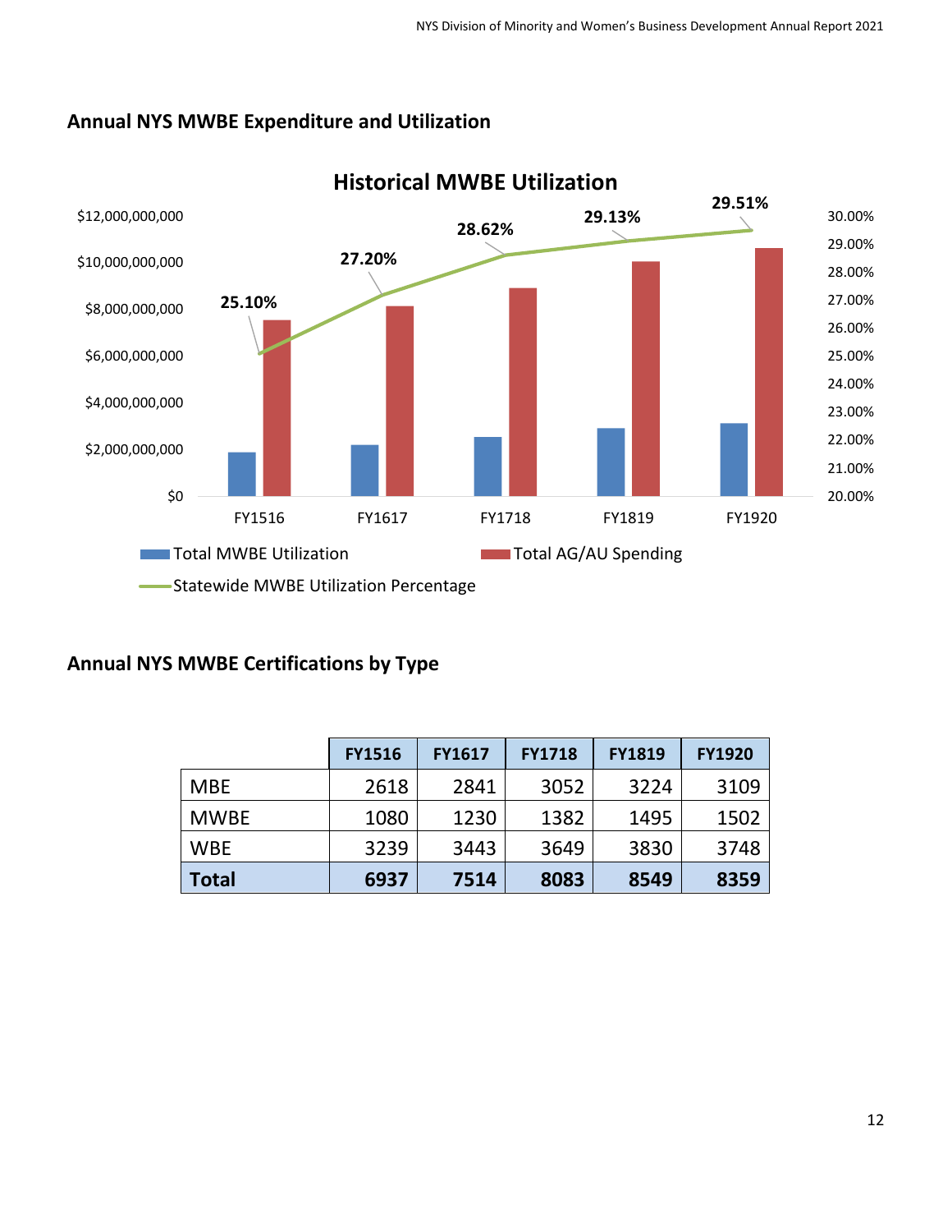## Annual NYS MWBE Expenditure and Utilization

Historical MWBE Utilization

$12,000,000,000
$10,000,000,000
$8,000,000,000
$6,000,000,000
$4,000,000,000
$2,000,000,000
$0

30.00%
29.00%
28.00%
27.00%
26.00%
25.00%
24.00%
23.00%
22.00%
21.00%
20.00%

25.10%
27.20%
28.62%
29.13%
29.51%

FY1516
FY1617
FY1718
FY1819
FY1920

Total MWBE Utilization
Total AG/AU Spending
Statewide MWBE Utilization Percentage

## Annual NYS MWBE Certifications by Type

| | FY1516 | FY1617 | FY1718 | FY1819 | FY1920 |
|---|---|---|---|---|---|
| MBE | 2618 | 2841 | 3052 | 3224 | 3109 |
| MWBE | 1080 | 1230 | 1382 | 1495 | 1502 |
| WBE | 3239 | 3443 | 3649 | 3830 | 3748 |
| **Total** | **6937** | **7514** | **8083** | **8549** | **8359** |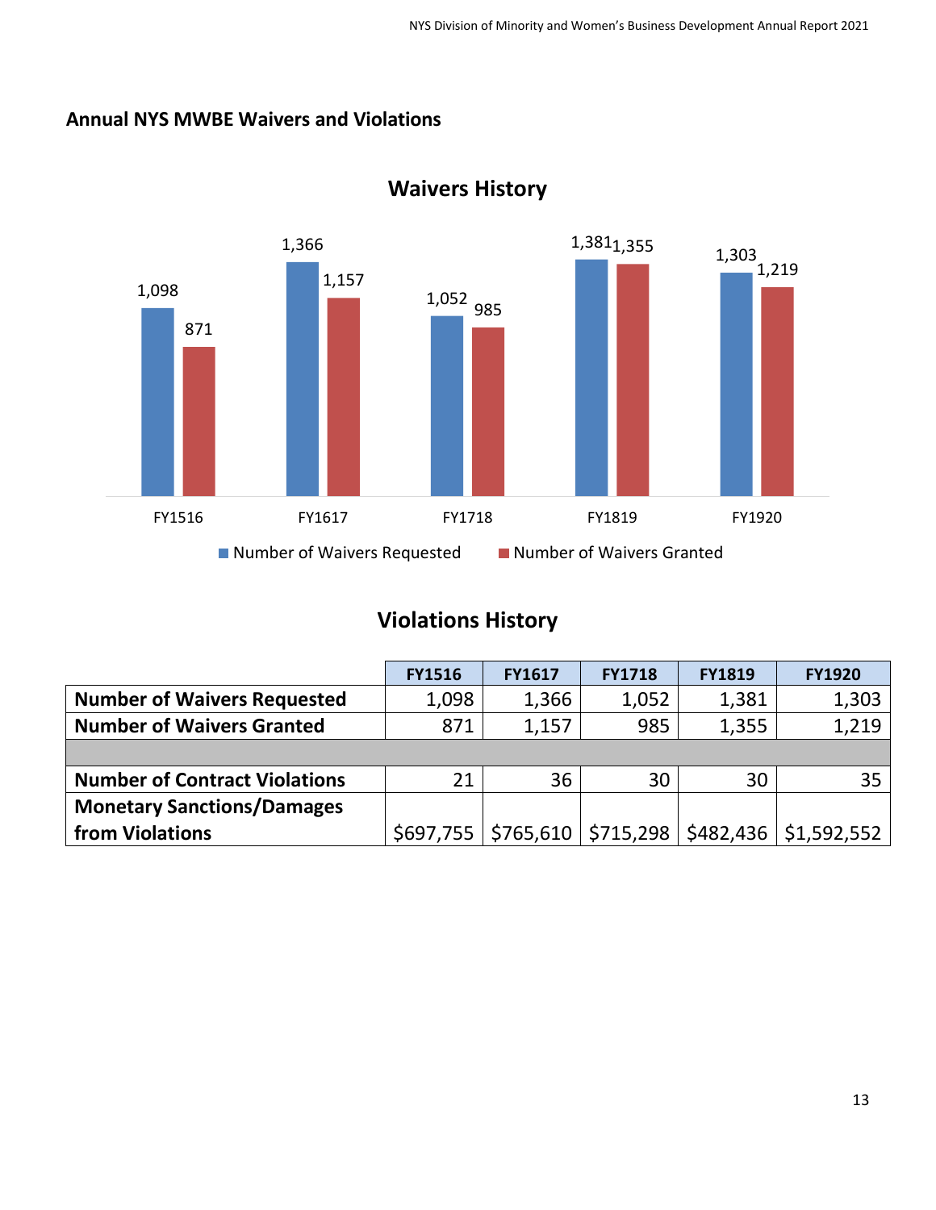## Annual NYS MWBE Waivers and Violations

**Waivers History**

1,098
871
1,366
1,157
1,052
985
1,381
1,355
1,303
1,219

FY1516
FY1617
FY1718
FY1819
FY1920

Number of Waivers Requested
Number of Waivers Granted

## Violations History

| | FY1516 | FY1617 | FY1718 | FY1819 | FY1920 |
|---|---|---|---|---|---|
| **Number of Waivers Requested** | 1,098 | 1,366 | 1,052 | 1,381 | 1,303 |
| **Number of Waivers Granted** | 871 | 1,157 | 985 | 1,355 | 1,219 |
| | | | | | |
| **Number of Contract Violations** | 21 | 36 | 30 | 30 | 35 |
| **Monetary Sanctions/Damages from Violations** | $697,755 | $765,610 | $715,298 | $482,436 | $1,592,552 |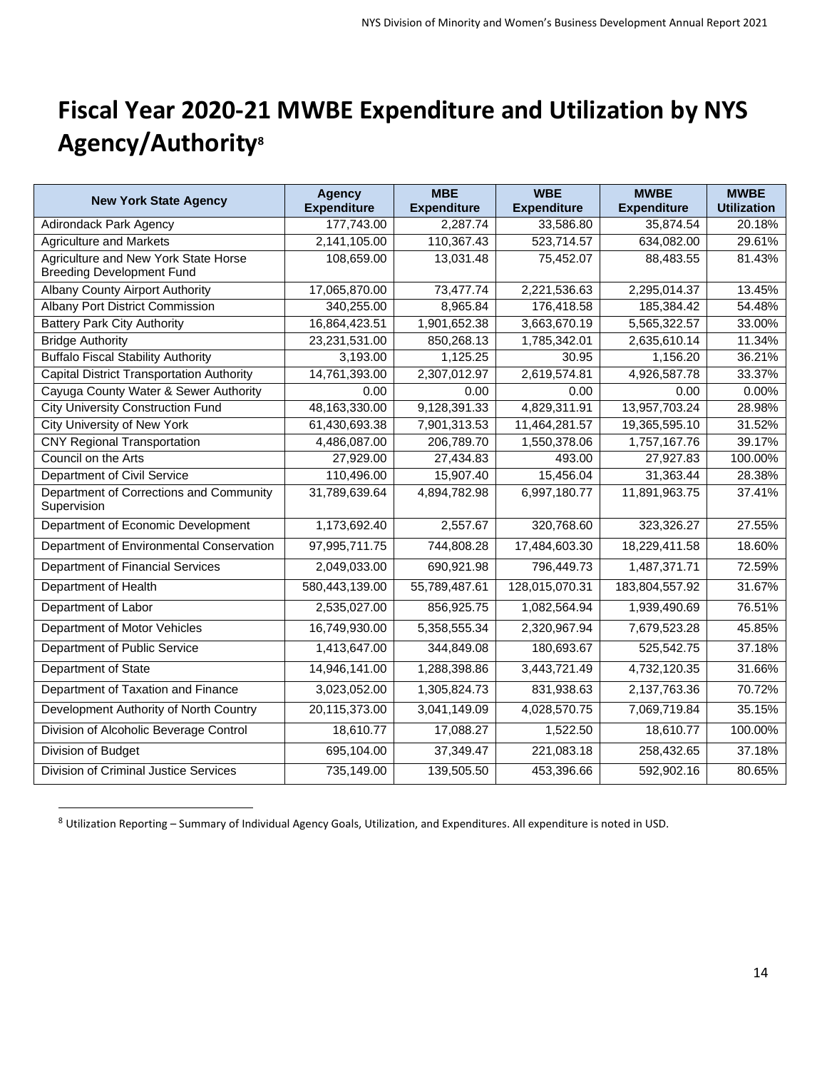# Fiscal Year 2020-21 MWBE Expenditure and Utilization by NYS Agency/Authority[8]

| New York State Agency | Agency Expenditure | MBE Expenditure | WBE Expenditure | MWBE Expenditure | MWBE Utilization |
|---|---|---|---|---|---|
| Adirondack Park Agency | 177,743.00 | 2,287.74 | 33,586.80 | 35,874.54 | 20.18% |
| Agriculture and Markets | 2,141,105.00 | 110,367.43 | 523,714.57 | 634,082.00 | 29.61% |
| Agriculture and New York State Horse Breeding Development Fund | 108,659.00 | 13,031.48 | 75,452.07 | 88,483.55 | 81.43% |
| Albany County Airport Authority | 17,065,870.00 | 73,477.74 | 2,221,536.63 | 2,295,014.37 | 13.45% |
| Albany Port District Commission | 340,255.00 | 8,965.84 | 176,418.58 | 185,384.42 | 54.48% |
| Battery Park City Authority | 16,864,423.51 | 1,901,652.38 | 3,663,670.19 | 5,565,322.57 | 33.00% |
| Bridge Authority | 23,231,531.00 | 850,268.13 | 1,785,342.01 | 2,635,610.14 | 11.34% |
| Buffalo Fiscal Stability Authority | 3,193.00 | 1,125.25 | 30.95 | 1,156.20 | 36.21% |
| Capital District Transportation Authority | 14,761,393.00 | 2,307,012.97 | 2,619,574.81 | 4,926,587.78 | 33.37% |
| Cayuga County Water & Sewer Authority | 0.00 | 0.00 | 0.00 | 0.00 | 0.00% |
| City University Construction Fund | 48,163,330.00 | 9,128,391.33 | 4,829,311.91 | 13,957,703.24 | 28.98% |
| City University of New York | 61,430,693.38 | 7,901,313.53 | 11,464,281.57 | 19,365,595.10 | 31.52% |
| CNY Regional Transportation | 4,486,087.00 | 206,789.70 | 1,550,378.06 | 1,757,167.76 | 39.17% |
| Council on the Arts | 27,929.00 | 27,434.83 | 493.00 | 27,927.83 | 100.00% |
| Department of Civil Service | 110,496.00 | 15,907.40 | 15,456.04 | 31,363.44 | 28.38% |
| Department of Corrections and Community Supervision | 31,789,639.64 | 4,894,782.98 | 6,997,180.77 | 11,891,963.75 | 37.41% |
| Department of Economic Development | 1,173,692.40 | 2,557.67 | 320,768.60 | 323,326.27 | 27.55% |
| Department of Environmental Conservation | 97,995,711.75 | 744,808.28 | 17,484,603.30 | 18,229,411.58 | 18.60% |
| Department of Financial Services | 2,049,033.00 | 690,921.98 | 796,449.73 | 1,487,371.71 | 72.59% |
| Department of Health | 580,443,139.00 | 55,789,487.61 | 128,015,070.31 | 183,804,557.92 | 31.67% |
| Department of Labor | 2,535,027.00 | 856,925.75 | 1,082,564.94 | 1,939,490.69 | 76.51% |
| Department of Motor Vehicles | 16,749,930.00 | 5,358,555.34 | 2,320,967.94 | 7,679,523.28 | 45.85% |
| Department of Public Service | 1,413,647.00 | 344,849.08 | 180,693.67 | 525,542.75 | 37.18% |
| Department of State | 14,946,141.00 | 1,288,398.86 | 3,443,721.49 | 4,732,120.35 | 31.66% |
| Department of Taxation and Finance | 3,023,052.00 | 1,305,824.73 | 831,938.63 | 2,137,763.36 | 70.72% |
| Development Authority of North Country | 20,115,373.00 | 3,041,149.09 | 4,028,570.75 | 7,069,719.84 | 35.15% |
| Division of Alcoholic Beverage Control | 18,610.77 | 17,088.27 | 1,522.50 | 18,610.77 | 100.00% |
| Division of Budget | 695,104.00 | 37,349.47 | 221,083.18 | 258,432.65 | 37.18% |
| Division of Criminal Justice Services | 735,149.00 | 139,505.50 | 453,396.66 | 592,902.16 | 80.65% |

[8] Utilization Reporting – Summary of Individual Agency Goals, Utilization, and Expenditures. All expenditure is noted in USD.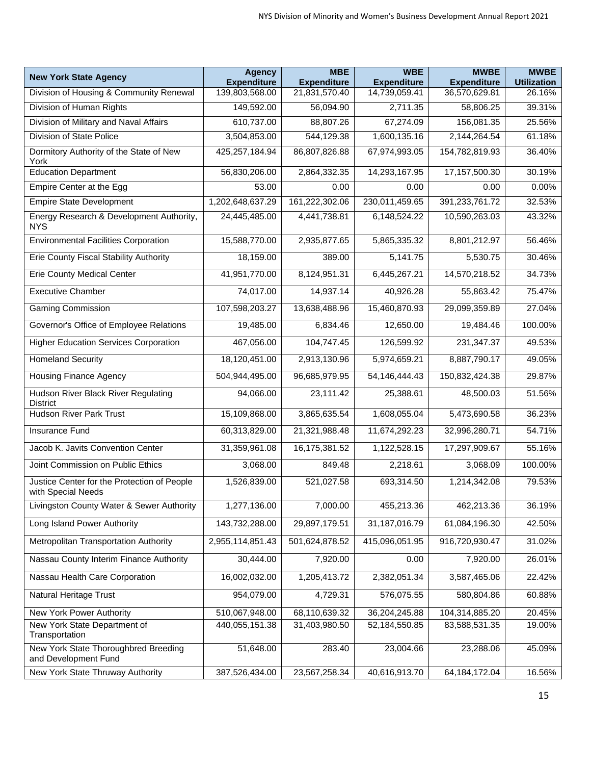| New York State Agency | Agency Expenditure | MBE Expenditure | WBE Expenditure | MWBE Expenditure | MWBE Utilization |
|---|---|---|---|---|---|
| Division of Housing & Community Renewal | 139,803,568.00 | 21,831,570.40 | 14,739,059.41 | 36,570,629.81 | 26.16% |
| Division of Human Rights | 149,592.00 | 56,094.90 | 2,711.35 | 58,806.25 | 39.31% |
| Division of Military and Naval Affairs | 610,737.00 | 88,807.26 | 67,274.09 | 156,081.35 | 25.56% |
| Division of State Police | 3,504,853.00 | 544,129.38 | 1,600,135.16 | 2,144,264.54 | 61.18% |
| Dormitory Authority of the State of New York | 425,257,184.94 | 86,807,826.88 | 67,974,993.05 | 154,782,819.93 | 36.40% |
| Education Department | 56,830,206.00 | 2,864,332.35 | 14,293,167.95 | 17,157,500.30 | 30.19% |
| Empire Center at the Egg | 53.00 | 0.00 | 0.00 | 0.00 | 0.00% |
| Empire State Development | 1,202,648,637.29 | 161,222,302.06 | 230,011,459.65 | 391,233,761.72 | 32.53% |
| Energy Research & Development Authority, NYS | 24,445,485.00 | 4,441,738.81 | 6,148,524.22 | 10,590,263.03 | 43.32% |
| Environmental Facilities Corporation | 15,588,770.00 | 2,935,877.65 | 5,865,335.32 | 8,801,212.97 | 56.46% |
| Erie County Fiscal Stability Authority | 18,159.00 | 389.00 | 5,141.75 | 5,530.75 | 30.46% |
| Erie County Medical Center | 41,951,770.00 | 8,124,951.31 | 6,445,267.21 | 14,570,218.52 | 34.73% |
| Executive Chamber | 74,017.00 | 14,937.14 | 40,926.28 | 55,863.42 | 75.47% |
| Gaming Commission | 107,598,203.27 | 13,638,488.96 | 15,460,870.93 | 29,099,359.89 | 27.04% |
| Governor's Office of Employee Relations | 19,485.00 | 6,834.46 | 12,650.00 | 19,484.46 | 100.00% |
| Higher Education Services Corporation | 467,056.00 | 104,747.45 | 126,599.92 | 231,347.37 | 49.53% |
| Homeland Security | 18,120,451.00 | 2,913,130.96 | 5,974,659.21 | 8,887,790.17 | 49.05% |
| Housing Finance Agency | 504,944,495.00 | 96,685,979.95 | 54,146,444.43 | 150,832,424.38 | 29.87% |
| Hudson River Black River Regulating District | 94,066.00 | 23,111.42 | 25,388.61 | 48,500.03 | 51.56% |
| Hudson River Park Trust | 15,109,868.00 | 3,865,635.54 | 1,608,055.04 | 5,473,690.58 | 36.23% |
| Insurance Fund | 60,313,829.00 | 21,321,988.48 | 11,674,292.23 | 32,996,280.71 | 54.71% |
| Jacob K. Javits Convention Center | 31,359,961.08 | 16,175,381.52 | 1,122,528.15 | 17,297,909.67 | 55.16% |
| Joint Commission on Public Ethics | 3,068.00 | 849.48 | 2,218.61 | 3,068.09 | 100.00% |
| Justice Center for the Protection of People with Special Needs | 1,526,839.00 | 521,027.58 | 693,314.50 | 1,214,342.08 | 79.53% |
| Livingston County Water & Sewer Authority | 1,277,136.00 | 7,000.00 | 455,213.36 | 462,213.36 | 36.19% |
| Long Island Power Authority | 143,732,288.00 | 29,897,179.51 | 31,187,016.79 | 61,084,196.30 | 42.50% |
| Metropolitan Transportation Authority | 2,955,114,851.43 | 501,624,878.52 | 415,096,051.95 | 916,720,930.47 | 31.02% |
| Nassau County Interim Finance Authority | 30,444.00 | 7,920.00 | 0.00 | 7,920.00 | 26.01% |
| Nassau Health Care Corporation | 16,002,032.00 | 1,205,413.72 | 2,382,051.34 | 3,587,465.06 | 22.42% |
| Natural Heritage Trust | 954,079.00 | 4,729.31 | 576,075.55 | 580,804.86 | 60.88% |
| New York Power Authority | 510,067,948.00 | 68,110,639.32 | 36,204,245.88 | 104,314,885.20 | 20.45% |
| New York State Department of Transportation | 440,055,151.38 | 31,403,980.50 | 52,184,550.85 | 83,588,531.35 | 19.00% |
| New York State Thoroughbred Breeding and Development Fund | 51,648.00 | 283.40 | 23,004.66 | 23,288.06 | 45.09% |
| New York State Thruway Authority | 387,526,434.00 | 23,567,258.34 | 40,616,913.70 | 64,184,172.04 | 16.56% |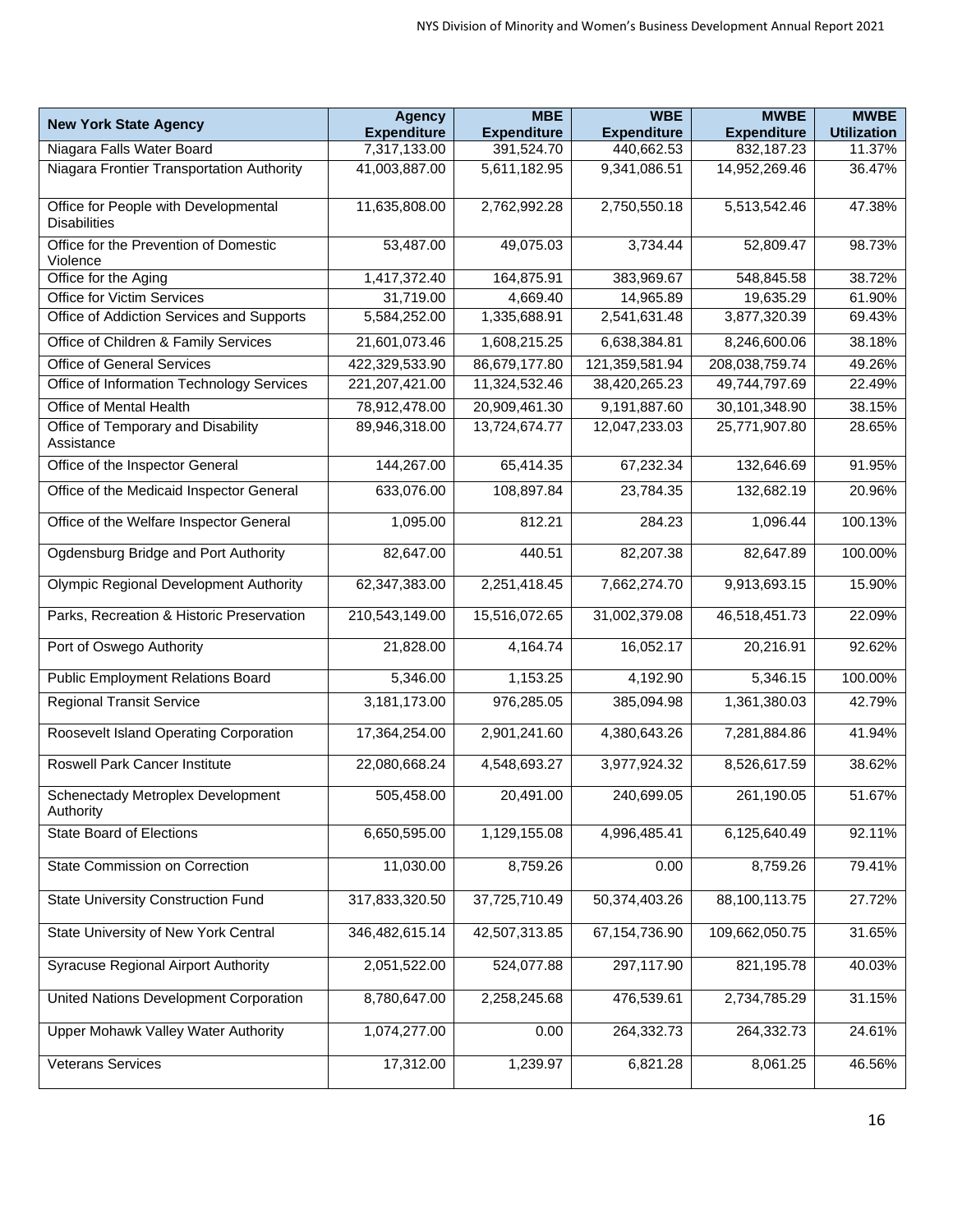| New York State Agency | Agency Expenditure | MBE Expenditure | WBE Expenditure | MWBE Expenditure | MWBE Utilization |
|---|---|---|---|---|---|
| Niagara Falls Water Board | 7,317,133.00 | 391,524.70 | 440,662.53 | 832,187.23 | 11.37% |
| Niagara Frontier Transportation Authority | 41,003,887.00 | 5,611,182.95 | 9,341,086.51 | 14,952,269.46 | 36.47% |
| Office for People with Developmental Disabilities | 11,635,808.00 | 2,762,992.28 | 2,750,550.18 | 5,513,542.46 | 47.38% |
| Office for the Prevention of Domestic Violence | 53,487.00 | 49,075.03 | 3,734.44 | 52,809.47 | 98.73% |
| Office for the Aging | 1,417,372.40 | 164,875.91 | 383,969.67 | 548,845.58 | 38.72% |
| Office for Victim Services | 31,719.00 | 4,669.40 | 14,965.89 | 19,635.29 | 61.90% |
| Office of Addiction Services and Supports | 5,584,252.00 | 1,335,688.91 | 2,541,631.48 | 3,877,320.39 | 69.43% |
| Office of Children & Family Services | 21,601,073.46 | 1,608,215.25 | 6,638,384.81 | 8,246,600.06 | 38.18% |
| Office of General Services | 422,329,533.90 | 86,679,177.80 | 121,359,581.94 | 208,038,759.74 | 49.26% |
| Office of Information Technology Services | 221,207,421.00 | 11,324,532.46 | 38,420,265.23 | 49,744,797.69 | 22.49% |
| Office of Mental Health | 78,912,478.00 | 20,909,461.30 | 9,191,887.60 | 30,101,348.90 | 38.15% |
| Office of Temporary and Disability Assistance | 89,946,318.00 | 13,724,674.77 | 12,047,233.03 | 25,771,907.80 | 28.65% |
| Office of the Inspector General | 144,267.00 | 65,414.35 | 67,232.34 | 132,646.69 | 91.95% |
| Office of the Medicaid Inspector General | 633,076.00 | 108,897.84 | 23,784.35 | 132,682.19 | 20.96% |
| Office of the Welfare Inspector General | 1,095.00 | 812.21 | 284.23 | 1,096.44 | 100.13% |
| Ogdensburg Bridge and Port Authority | 82,647.00 | 440.51 | 82,207.38 | 82,647.89 | 100.00% |
| Olympic Regional Development Authority | 62,347,383.00 | 2,251,418.45 | 7,662,274.70 | 9,913,693.15 | 15.90% |
| Parks, Recreation & Historic Preservation | 210,543,149.00 | 15,516,072.65 | 31,002,379.08 | 46,518,451.73 | 22.09% |
| Port of Oswego Authority | 21,828.00 | 4,164.74 | 16,052.17 | 20,216.91 | 92.62% |
| Public Employment Relations Board | 5,346.00 | 1,153.25 | 4,192.90 | 5,346.15 | 100.00% |
| Regional Transit Service | 3,181,173.00 | 976,285.05 | 385,094.98 | 1,361,380.03 | 42.79% |
| Roosevelt Island Operating Corporation | 17,364,254.00 | 2,901,241.60 | 4,380,643.26 | 7,281,884.86 | 41.94% |
| Roswell Park Cancer Institute | 22,080,668.24 | 4,548,693.27 | 3,977,924.32 | 8,526,617.59 | 38.62% |
| Schenectady Metroplex Development Authority | 505,458.00 | 20,491.00 | 240,699.05 | 261,190.05 | 51.67% |
| State Board of Elections | 6,650,595.00 | 1,129,155.08 | 4,996,485.41 | 6,125,640.49 | 92.11% |
| State Commission on Correction | 11,030.00 | 8,759.26 | 0.00 | 8,759.26 | 79.41% |
| State University Construction Fund | 317,833,320.50 | 37,725,710.49 | 50,374,403.26 | 88,100,113.75 | 27.72% |
| State University of New York Central | 346,482,615.14 | 42,507,313.85 | 67,154,736.90 | 109,662,050.75 | 31.65% |
| Syracuse Regional Airport Authority | 2,051,522.00 | 524,077.88 | 297,117.90 | 821,195.78 | 40.03% |
| United Nations Development Corporation | 8,780,647.00 | 2,258,245.68 | 476,539.61 | 2,734,785.29 | 31.15% |
| Upper Mohawk Valley Water Authority | 1,074,277.00 | 0.00 | 264,332.73 | 264,332.73 | 24.61% |
| Veterans Services | 17,312.00 | 1,239.97 | 6,821.28 | 8,061.25 | 46.56% |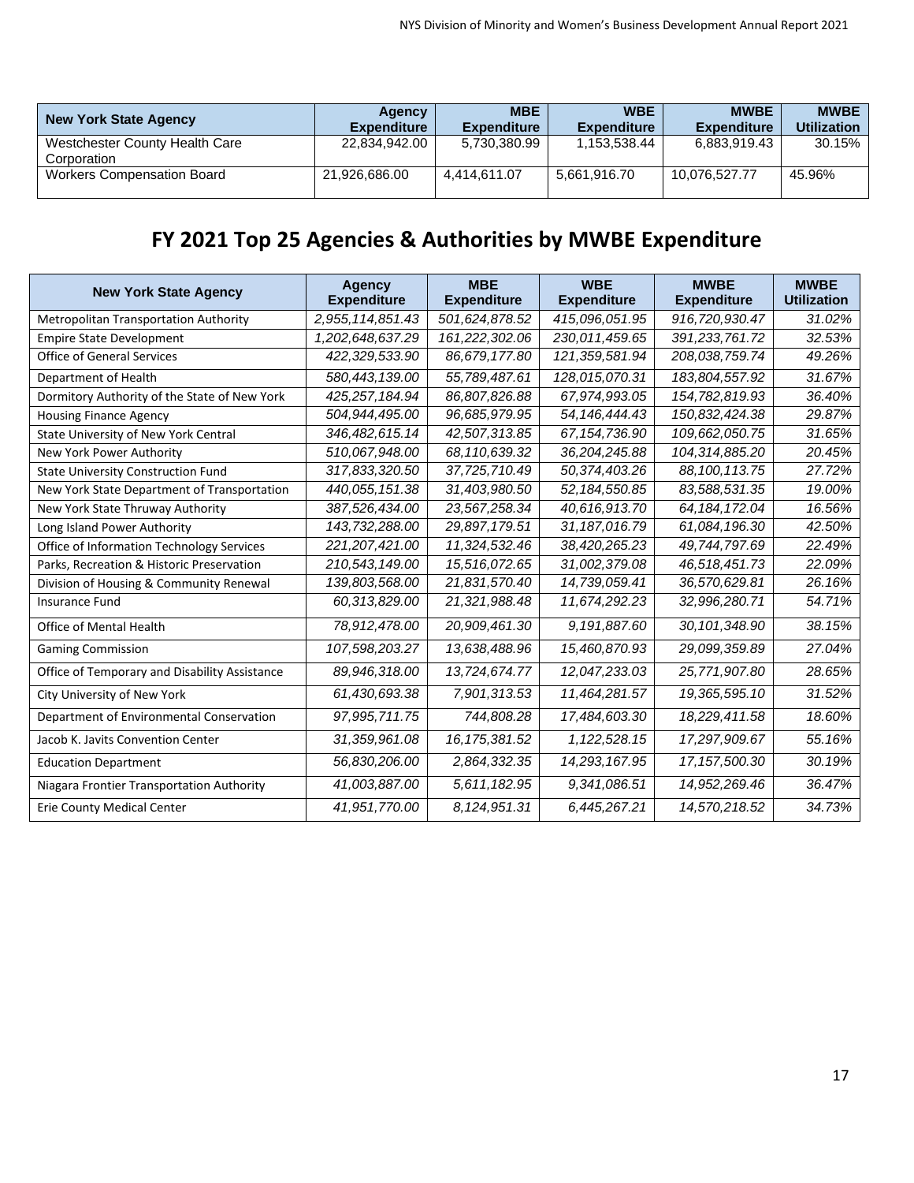| New York State Agency | Agency Expenditure | MBE Expenditure | WBE Expenditure | MWBE Expenditure | MWBE Utilization |
|---|---|---|---|---|---|
| Westchester County Health Care Corporation | 22,834,942.00 | 5,730,380.99 | 1,153,538.44 | 6,883,919.43 | 30.15% |
| Workers Compensation Board | 21,926,686.00 | 4,414,611.07 | 5,661,916.70 | 10,076,527.77 | 45.96% |

# FY 2021 Top 25 Agencies & Authorities by MWBE Expenditure

| New York State Agency | Agency Expenditure | MBE Expenditure | WBE Expenditure | MWBE Expenditure | MWBE Utilization |
|---|---|---|---|---|---|
| Metropolitan Transportation Authority | *2,955,114,851.43* | *501,624,878.52* | *415,096,051.95* | *916,720,930.47* | *31.02%* |
| Empire State Development | *1,202,648,637.29* | *161,222,302.06* | *230,011,459.65* | *391,233,761.72* | *32.53%* |
| Office of General Services | *422,329,533.90* | *86,679,177.80* | *121,359,581.94* | *208,038,759.74* | *49.26%* |
| Department of Health | *580,443,139.00* | *55,789,487.61* | *128,015,070.31* | *183,804,557.92* | *31.67%* |
| Dormitory Authority of the State of New York | *425,257,184.94* | *86,807,826.88* | *67,974,993.05* | *154,782,819.93* | *36.40%* |
| Housing Finance Agency | *504,944,495.00* | *96,685,979.95* | *54,146,444.43* | *150,832,424.38* | *29.87%* |
| State University of New York Central | *346,482,615.14* | *42,507,313.85* | *67,154,736.90* | *109,662,050.75* | *31.65%* |
| New York Power Authority | *510,067,948.00* | *68,110,639.32* | *36,204,245.88* | *104,314,885.20* | *20.45%* |
| State University Construction Fund | *317,833,320.50* | *37,725,710.49* | *50,374,403.26* | *88,100,113.75* | *27.72%* |
| New York State Department of Transportation | *440,055,151.38* | *31,403,980.50* | *52,184,550.85* | *83,588,531.35* | *19.00%* |
| New York State Thruway Authority | *387,526,434.00* | *23,567,258.34* | *40,616,913.70* | *64,184,172.04* | *16.56%* |
| Long Island Power Authority | *143,732,288.00* | *29,897,179.51* | *31,187,016.79* | *61,084,196.30* | *42.50%* |
| Office of Information Technology Services | *221,207,421.00* | *11,324,532.46* | *38,420,265.23* | *49,744,797.69* | *22.49%* |
| Parks, Recreation & Historic Preservation | *210,543,149.00* | *15,516,072.65* | *31,002,379.08* | *46,518,451.73* | *22.09%* |
| Division of Housing & Community Renewal | *139,803,568.00* | *21,831,570.40* | *14,739,059.41* | *36,570,629.81* | *26.16%* |
| Insurance Fund | *60,313,829.00* | *21,321,988.48* | *11,674,292.23* | *32,996,280.71* | *54.71%* |
| Office of Mental Health | *78,912,478.00* | *20,909,461.30* | *9,191,887.60* | *30,101,348.90* | *38.15%* |
| Gaming Commission | *107,598,203.27* | *13,638,488.96* | *15,460,870.93* | *29,099,359.89* | *27.04%* |
| Office of Temporary and Disability Assistance | *89,946,318.00* | *13,724,674.77* | *12,047,233.03* | *25,771,907.80* | *28.65%* |
| City University of New York | *61,430,693.38* | *7,901,313.53* | *11,464,281.57* | *19,365,595.10* | *31.52%* |
| Department of Environmental Conservation | *97,995,711.75* | *744,808.28* | *17,484,603.30* | *18,229,411.58* | *18.60%* |
| Jacob K. Javits Convention Center | *31,359,961.08* | *16,175,381.52* | *1,122,528.15* | *17,297,909.67* | *55.16%* |
| Education Department | *56,830,206.00* | *2,864,332.35* | *14,293,167.95* | *17,157,500.30* | *30.19%* |
| Niagara Frontier Transportation Authority | *41,003,887.00* | *5,611,182.95* | *9,341,086.51* | *14,952,269.46* | *36.47%* |
| Erie County Medical Center | *41,951,770.00* | *8,124,951.31* | *6,445,267.21* | *14,570,218.52* | *34.73%* |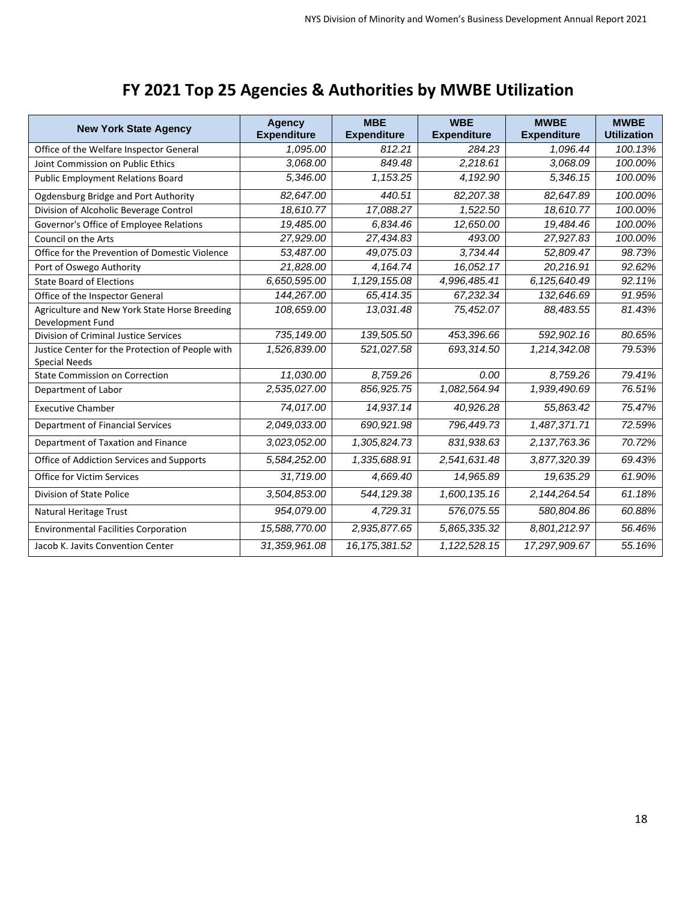# FY 2021 Top 25 Agencies & Authorities by MWBE Utilization

| New York State Agency | Agency Expenditure | MBE Expenditure | WBE Expenditure | MWBE Expenditure | MWBE Utilization |
|---|---|---|---|---|---|
| Office of the Welfare Inspector General | *1,095.00* | *812.21* | *284.23* | *1,096.44* | *100.13%* |
| Joint Commission on Public Ethics | *3,068.00* | *849.48* | *2,218.61* | *3,068.09* | *100.00%* |
| Public Employment Relations Board | *5,346.00* | *1,153.25* | *4,192.90* | *5,346.15* | *100.00%* |
| Ogdensburg Bridge and Port Authority | *82,647.00* | *440.51* | *82,207.38* | *82,647.89* | *100.00%* |
| Division of Alcoholic Beverage Control | *18,610.77* | *17,088.27* | *1,522.50* | *18,610.77* | *100.00%* |
| Governor's Office of Employee Relations | *19,485.00* | *6,834.46* | *12,650.00* | *19,484.46* | *100.00%* |
| Council on the Arts | *27,929.00* | *27,434.83* | *493.00* | *27,927.83* | *100.00%* |
| Office for the Prevention of Domestic Violence | *53,487.00* | *49,075.03* | *3,734.44* | *52,809.47* | *98.73%* |
| Port of Oswego Authority | *21,828.00* | *4,164.74* | *16,052.17* | *20,216.91* | *92.62%* |
| State Board of Elections | *6,650,595.00* | *1,129,155.08* | *4,996,485.41* | *6,125,640.49* | *92.11%* |
| Office of the Inspector General | *144,267.00* | *65,414.35* | *67,232.34* | *132,646.69* | *91.95%* |
| Agriculture and New York State Horse Breeding Development Fund | *108,659.00* | *13,031.48* | *75,452.07* | *88,483.55* | *81.43%* |
| Division of Criminal Justice Services | *735,149.00* | *139,505.50* | *453,396.66* | *592,902.16* | *80.65%* |
| Justice Center for the Protection of People with Special Needs | *1,526,839.00* | *521,027.58* | *693,314.50* | *1,214,342.08* | *79.53%* |
| State Commission on Correction | *11,030.00* | *8,759.26* | *0.00* | *8,759.26* | *79.41%* |
| Department of Labor | *2,535,027.00* | *856,925.75* | *1,082,564.94* | *1,939,490.69* | *76.51%* |
| Executive Chamber | *74,017.00* | *14,937.14* | *40,926.28* | *55,863.42* | *75.47%* |
| Department of Financial Services | *2,049,033.00* | *690,921.98* | *796,449.73* | *1,487,371.71* | *72.59%* |
| Department of Taxation and Finance | *3,023,052.00* | *1,305,824.73* | *831,938.63* | *2,137,763.36* | *70.72%* |
| Office of Addiction Services and Supports | *5,584,252.00* | *1,335,688.91* | *2,541,631.48* | *3,877,320.39* | *69.43%* |
| Office for Victim Services | *31,719.00* | *4,669.40* | *14,965.89* | *19,635.29* | *61.90%* |
| Division of State Police | *3,504,853.00* | *544,129.38* | *1,600,135.16* | *2,144,264.54* | *61.18%* |
| Natural Heritage Trust | *954,079.00* | *4,729.31* | *576,075.55* | *580,804.86* | *60.88%* |
| Environmental Facilities Corporation | *15,588,770.00* | *2,935,877.65* | *5,865,335.32* | *8,801,212.97* | *56.46%* |
| Jacob K. Javits Convention Center | *31,359,961.08* | *16,175,381.52* | *1,122,528.15* | *17,297,909.67* | *55.16%* |